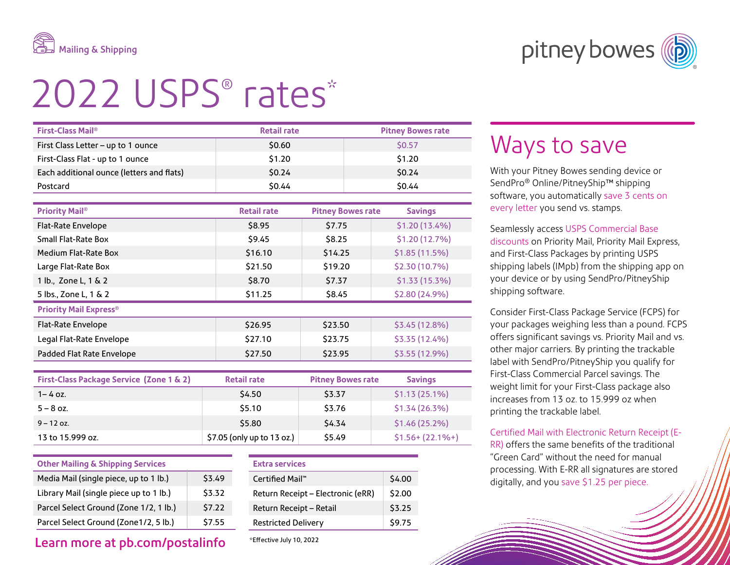Mailing & Shipping

# 2022 USPS® rates*

| First-Class Mail® | Retail rate | Pitney Bowes rate |
|---|---|---|
| First Class Letter – up to 1 ounce | $0.60 | $0.57 |
| First-Class Flat - up to 1 ounce | $1.20 | $1.20 |
| Each additional ounce (letters and flats) | $0.24 | $0.24 |
| Postcard | $0.44 | $0.44 |

| Priority Mail® | Retail rate | Pitney Bowes rate | Savings |
|---|---|---|---|
| Flat-Rate Envelope | $8.95 | $7.75 | $1.20 (13.4%) |
| Small Flat-Rate Box | $9.45 | $8.25 | $1.20 (12.7%) |
| Medium Flat-Rate Box | $16.10 | $14.25 | $1.85 (11.5%) |
| Large Flat-Rate Box | $21.50 | $19.20 | $2.30 (10.7%) |
| 1 lb., Zone L, 1 & 2 | $8.70 | $7.37 | $1.33 (15.3%) |
| 5 lbs., Zone L, 1 & 2 | $11.25 | $8.45 | $2.80 (24.9%) |
| **Priority Mail Express®** | | | |
| Flat-Rate Envelope | $26.95 | $23.50 | $3.45 (12.8%) |
| Legal Flat-Rate Envelope | $27.10 | $23.75 | $3.35 (12.4%) |
| Padded Flat Rate Envelope | $27.50 | $23.95 | $3.55 (12.9%) |

| First-Class Package Service (Zone 1 & 2) | Retail rate | Pitney Bowes rate | Savings |
|---|---|---|---|
| 1– 4 oz. | $4.50 | $3.37 | $1.13 (25.1%) |
| 5 – 8 oz. | $5.10 | $3.76 | $1.34 (26.3%) |
| 9 – 12 oz. | $5.80 | $4.34 | $1.46 (25.2%) |
| 13 to 15.999 oz. | $7.05 (only up to 13 oz.) | $5.49 | $1.56+ (22.1%+) |

| Other Mailing & Shipping Services | |
|---|---|
| Media Mail (single piece, up to 1 lb.) | $3.49 |
| Library Mail (single piece up to 1 lb.) | $3.32 |
| Parcel Select Ground (Zone 1/2, 1 lb.) | $7.22 |
| Parcel Select Ground (Zone1/2, 5 lb.) | $7.55 |

| Extra services | |
|---|---|
| Certified Mail™ | $4.00 |
| Return Receipt – Electronic (eRR) | $2.00 |
| Return Receipt – Retail | $3.25 |
| Restricted Delivery | $9.75 |

**Learn more at pb.com/postalinfo**

*Effective July 10, 2022

## Ways to save

With your Pitney Bowes sending device or SendPro® Online/PitneyShip™ shipping software, you automatically save 3 cents on every letter you send vs. stamps.

Seamlessly access USPS Commercial Base discounts on Priority Mail, Priority Mail Express, and First-Class Packages by printing USPS shipping labels (IMpb) from the shipping app on your device or by using SendPro/PitneyShip shipping software.

Consider First-Class Package Service (FCPS) for your packages weighing less than a pound. FCPS offers significant savings vs. Priority Mail and vs. other major carriers. By printing the trackable label with SendPro/PitneyShip you qualify for First-Class Commercial Parcel savings. The weight limit for your First-Class package also increases from 13 oz. to 15.999 oz when printing the trackable label.

Certified Mail with Electronic Return Receipt (E-RR) offers the same benefits of the traditional "Green Card" without the need for manual processing. With E-RR all signatures are stored digitally, and you save $1.25 per piece.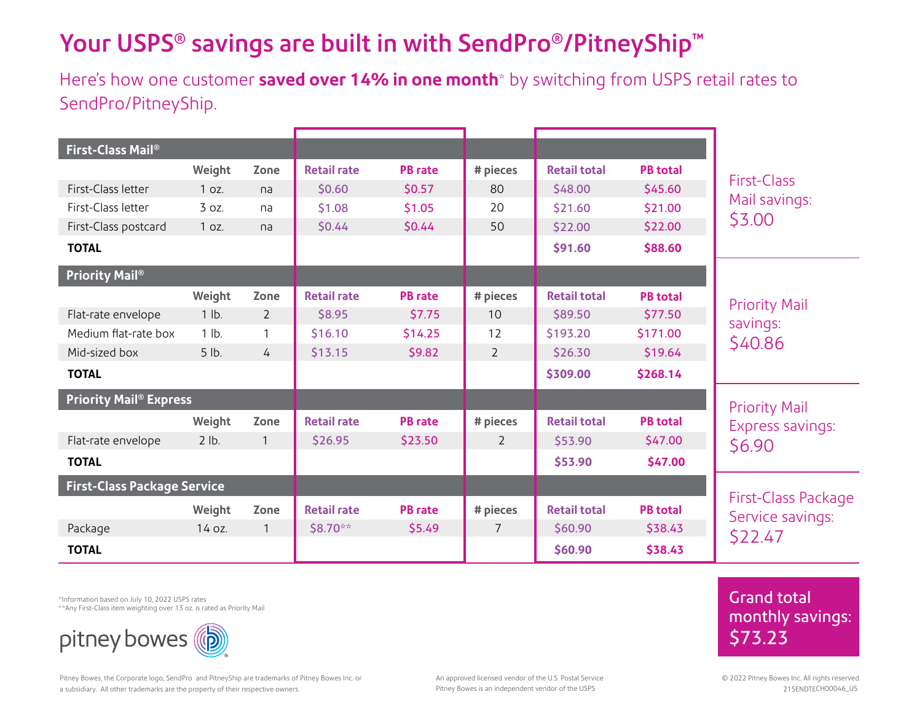# Your USPS® savings are built in with SendPro®/PitneyShip™

Here's how one customer **saved over 14% in one month*** by switching from USPS retail rates to SendPro/PitneyShip.

| First-Class Mail® | Weight | Zone | Retail rate | PB rate | # pieces | Retail total | PB total |
|---|---|---|---|---|---|---|---|
| First-Class letter | 1 oz. | na | $0.60 | $0.57 | 80 | $48.00 | $45.60 |
| First-Class letter | 3 oz. | na | $1.08 | $1.05 | 20 | $21.60 | $21.00 |
| First-Class postcard | 1 oz. | na | $0.44 | $0.44 | 50 | $22.00 | $22.00 |
| **TOTAL** | | | | | | **$91.60** | **$88.60** |

First-Class Mail savings: $3.00

| Priority Mail® | Weight | Zone | Retail rate | PB rate | # pieces | Retail total | PB total |
|---|---|---|---|---|---|---|---|
| Flat-rate envelope | 1 lb. | 2 | $8.95 | $7.75 | 10 | $89.50 | $77.50 |
| Medium flat-rate box | 1 lb. | 1 | $16.10 | $14.25 | 12 | $193.20 | $171.00 |
| Mid-sized box | 5 lb. | 4 | $13.15 | $9.82 | 2 | $26.30 | $19.64 |
| **TOTAL** | | | | | | **$309.00** | **$268.14** |

Priority Mail savings: $40.86

| Priority Mail® Express | Weight | Zone | Retail rate | PB rate | # pieces | Retail total | PB total |
|---|---|---|---|---|---|---|---|
| Flat-rate envelope | 2 lb. | 1 | $26.95 | $23.50 | 2 | $53.90 | $47.00 |
| **TOTAL** | | | | | | **$53.90** | **$47.00** |

Priority Mail Express savings: $6.90

| First-Class Package Service | Weight | Zone | Retail rate | PB rate | # pieces | Retail total | PB total |
|---|---|---|---|---|---|---|---|
| Package | 14 oz. | 1 | $8.70** | $5.49 | 7 | $60.90 | $38.43 |
| **TOTAL** | | | | | | **$60.90** | **$38.43** |

First-Class Package Service savings: $22.47

**Grand total monthly savings: $73.23**

*Information based on July 10, 2022 USPS rates
**Any First-Class item weighting over 13 oz. is rated as Priority Mail

pitney bowes

Pitney Bowes, the Corporate logo, SendPro and PitneyShip are trademarks of Pitney Bowes Inc. or a subsidiary. All other trademarks are the property of their respective owners.

An approved licensed vendor of the U.S. Postal Service
Pitney Bowes is an independent vendor of the USPS

© 2022 Pitney Bowes Inc. All rights reserved.
21SENDTECH00046_US